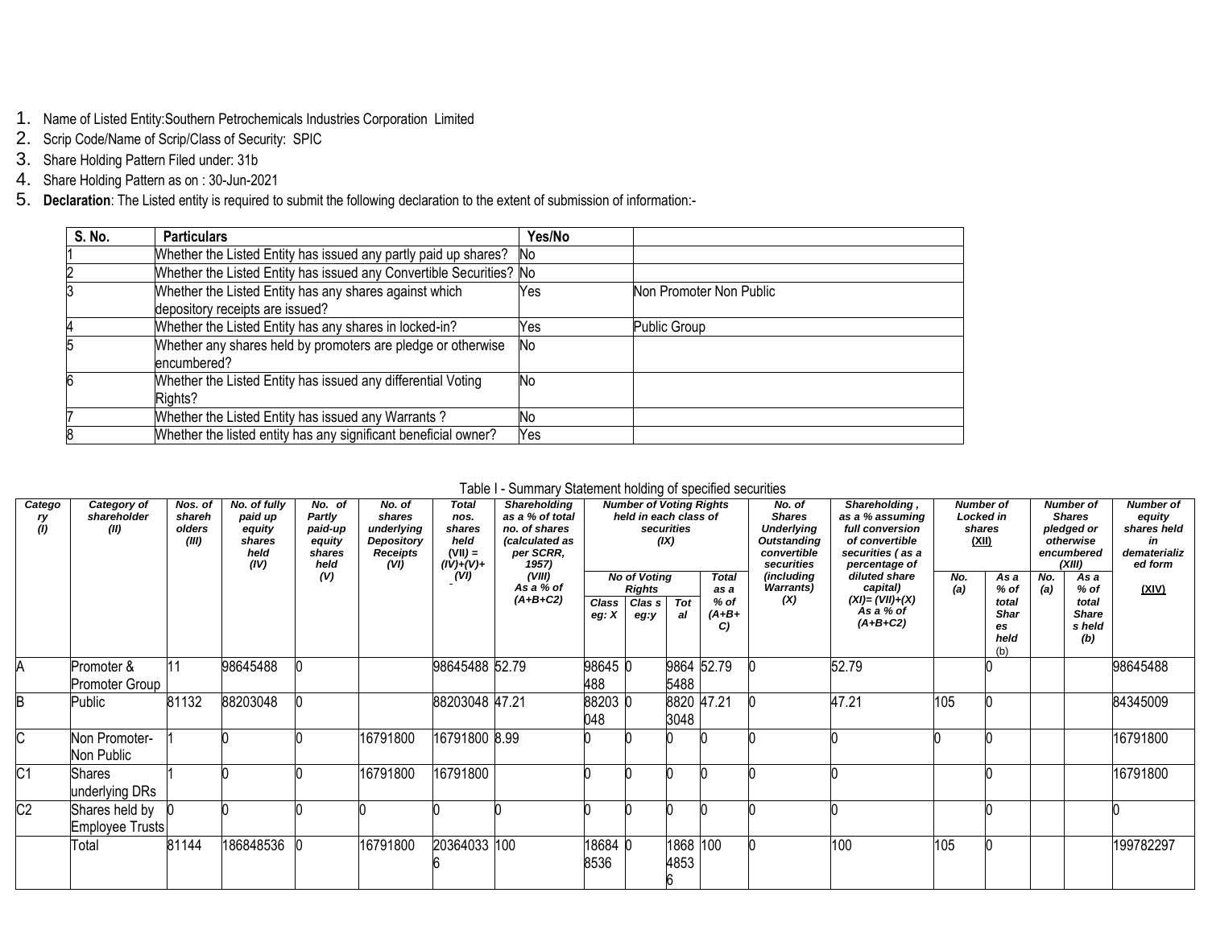1. Name of Listed Entity:Southern Petrochemicals Industries Corporation Limited
2. Scrip Code/Name of Scrip/Class of Security: SPIC
3. Share Holding Pattern Filed under: 31b
4. Share Holding Pattern as on : 30-Jun-2021
5. **Declaration**: The Listed entity is required to submit the following declaration to the extent of submission of information:-

| S. No. | Particulars | Yes/No | |
|---|---|---|---|
| 1 | Whether the Listed Entity has issued any partly paid up shares? | No | |
| 2 | Whether the Listed Entity has issued any Convertible Securities? | No | |
| 3 | Whether the Listed Entity has any shares against which depository receipts are issued? | Yes | Non Promoter Non Public |
| 4 | Whether the Listed Entity has any shares in locked-in? | Yes | Public Group |
| 5 | Whether any shares held by promoters are pledge or otherwise encumbered? | No | |
| 6 | Whether the Listed Entity has issued any differential Voting Rights? | No | |
| 7 | Whether the Listed Entity has issued any Warrants ? | No | |
| 8 | Whether the listed entity has any significant beneficial owner? | Yes | |

Table I - Summary Statement holding of specified securities

| Category (I) | Category of shareholder (II) | Nos. of shareholders (III) | No. of fully paid up equity shares held (IV) | No. of Partly paid-up equity shares held (V) | No. of shares underlying Depository Receipts (VI) | Total nos. shares held (VII) = (IV)+(V)+ (VI) | Shareholding as a % of total no. of shares (calculated as per SCRR, 1957) (VIII) As a % of (A+B+C2) | Number of Voting Rights held in each class of securities (IX) | | | | No. of Shares Underlying Outstanding convertible securities (including Warrants) (X) | Shareholding , as a % assuming full conversion of convertible securities ( as a percentage of diluted share capital) (XI)= (VII)+(X) As a % of (A+B+C2) | Number of Locked in shares (XII) | | Number of Shares pledged or otherwise encumbered (XIII) | | Number of equity shares held in dematerialized form (XIV) |
|---|---|---|---|---|---|---|---|---|---|---|---|---|---|---|---|---|---|---|
| | | | | | | | | No of Voting Rights | | | Total as a % of (A+B+C) | | | No. (a) | As a % of total Shares held (b) | No. (a) | As a % of total Shares held (b) | |
| | | | | | | | | Class eg: X | Class eg:y | Total | | | | | | | | |
| A | Promoter & Promoter Group | 11 | 98645488 | 0 | | 98645488 | 52.79 | 98645488 | 0 | 98645488 | 52.79 | 0 | 52.79 | | 0 | | | 98645488 |
| B | Public | 81132 | 88203048 | 0 | | 88203048 | 47.21 | 88203048 | 0 | 88203048 | 47.21 | 0 | 47.21 | 105 | 0 | | | 84345009 |
| C | Non Promoter- Non Public | 1 | 0 | 0 | 16791800 | 16791800 | 8.99 | 0 | 0 | 0 | 0 | 0 | 0 | 0 | 0 | | | 16791800 |
| C1 | Shares underlying DRs | 1 | 0 | 0 | 16791800 | 16791800 | | 0 | 0 | 0 | 0 | 0 | 0 | | 0 | | | 16791800 |
| C2 | Shares held by Employee Trusts | 0 | 0 | 0 | 0 | 0 | 0 | 0 | 0 | 0 | 0 | 0 | 0 | | 0 | | | 0 |
| | Total | 81144 | 186848536 | 0 | 16791800 | 203640336 | 100 | 186848536 | 0 | 186848536 | 100 | 0 | 100 | 105 | 0 | | | 199782297 |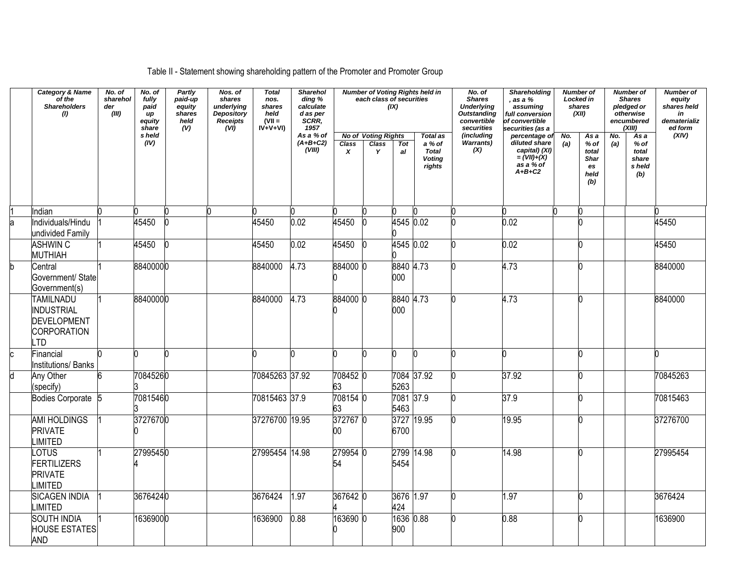Table II - Statement showing shareholding pattern of the Promoter and Promoter Group

| | Category & Name of the Shareholders (I) | No. of shareholder (III) | No. of fully paid up equity shares held (IV) | Partly paid-up equity shares held (V) | Nos. of shares underlying Depository Receipts (VI) | Total nos. shares held (VII = IV+V+VI) | Shareholding % calculated as per SCRR, 1957 As a % of (A+B+C2) (VIII) | Number of Voting Rights held in each class of securities (IX) | | | | No. of Shares Underlying Outstanding convertible securities (including Warrants) (X) | Shareholding , as a % assuming full conversion of convertible securities (as a percentage of diluted share capital) (XI) = (VII)+(X) as a % of A+B+C2 | Number of Locked in shares (XII) | | Number of Shares pledged or otherwise encumbered (XIII) | | Number of equity shares held in dematerialized form (XIV) |
|---|---|---|---|---|---|---|---|---|---|---|---|---|---|---|---|---|---|---|
| | | | | | | | | No of Voting Rights | | | Total as a % of Total Voting rights | | | No. (a) | As a % of total Shares held (b) | No. (a) | As a % of total shares held (b) | |
| | | | | | | | | Class X | Class Y | Total | | | | | | | | |
| 1 | Indian | 0 | 0 | 0 | 0 | 0 | 0 | 0 | 0 | 0 | 0 | 0 | 0 | 0 | 0 | | | 0 |
| a | Individuals/Hindu undivided Family | 1 | 45450 | 0 | | 45450 | 0.02 | 45450 | 0 | 45450 | 0.02 | 0 | 0.02 | | 0 | | | 45450 |
| | ASHWIN C MUTHIAH | 1 | 45450 | 0 | | 45450 | 0.02 | 45450 | 0 | 45450 | 0.02 | 0 | 0.02 | | 0 | | | 45450 |
| b | Central Government/ State Government(s) | 1 | 8840000 | 0 | | 8840000 | 4.73 | 8840000 | 0 | 8840000 | 4.73 | 0 | 4.73 | | 0 | | | 8840000 |
| | TAMILNADU INDUSTRIAL DEVELOPMENT CORPORATION LTD | 1 | 8840000 | 0 | | 8840000 | 4.73 | 8840000 | 0 | 8840000 | 4.73 | 0 | 4.73 | | 0 | | | 8840000 |
| c | Financial Institutions/ Banks | 0 | 0 | 0 | | 0 | 0 | 0 | 0 | 0 | 0 | 0 | 0 | | 0 | | | 0 |
| d | Any Other (specify) | 6 | 70845263 | 0 | | 70845263 | 37.92 | 70845263 | 0 | 70845263 | 37.92 | 0 | 37.92 | | 0 | | | 70845263 |
| | Bodies Corporate | 5 | 70815463 | 0 | | 70815463 | 37.9 | 70815463 | 0 | 70815463 | 37.9 | 0 | 37.9 | | 0 | | | 70815463 |
| | AMI HOLDINGS PRIVATE LIMITED | 1 | 37276700 | 0 | | 37276700 | 19.95 | 37276700 | 0 | 37276700 | 19.95 | 0 | 19.95 | | 0 | | | 37276700 |
| | LOTUS FERTILIZERS PRIVATE LIMITED | 1 | 27995454 | 0 | | 27995454 | 14.98 | 27995454 | 0 | 27995454 | 14.98 | 0 | 14.98 | | 0 | | | 27995454 |
| | SICAGEN INDIA LIMITED | 1 | 3676424 | 0 | | 3676424 | 1.97 | 3676424 | 0 | 3676424 | 1.97 | 0 | 1.97 | | 0 | | | 3676424 |
| | SOUTH INDIA HOUSE ESTATES AND | 1 | 1636900 | 0 | | 1636900 | 0.88 | 1636900 | 0 | 1636900 | 0.88 | 0 | 0.88 | | 0 | | | 1636900 |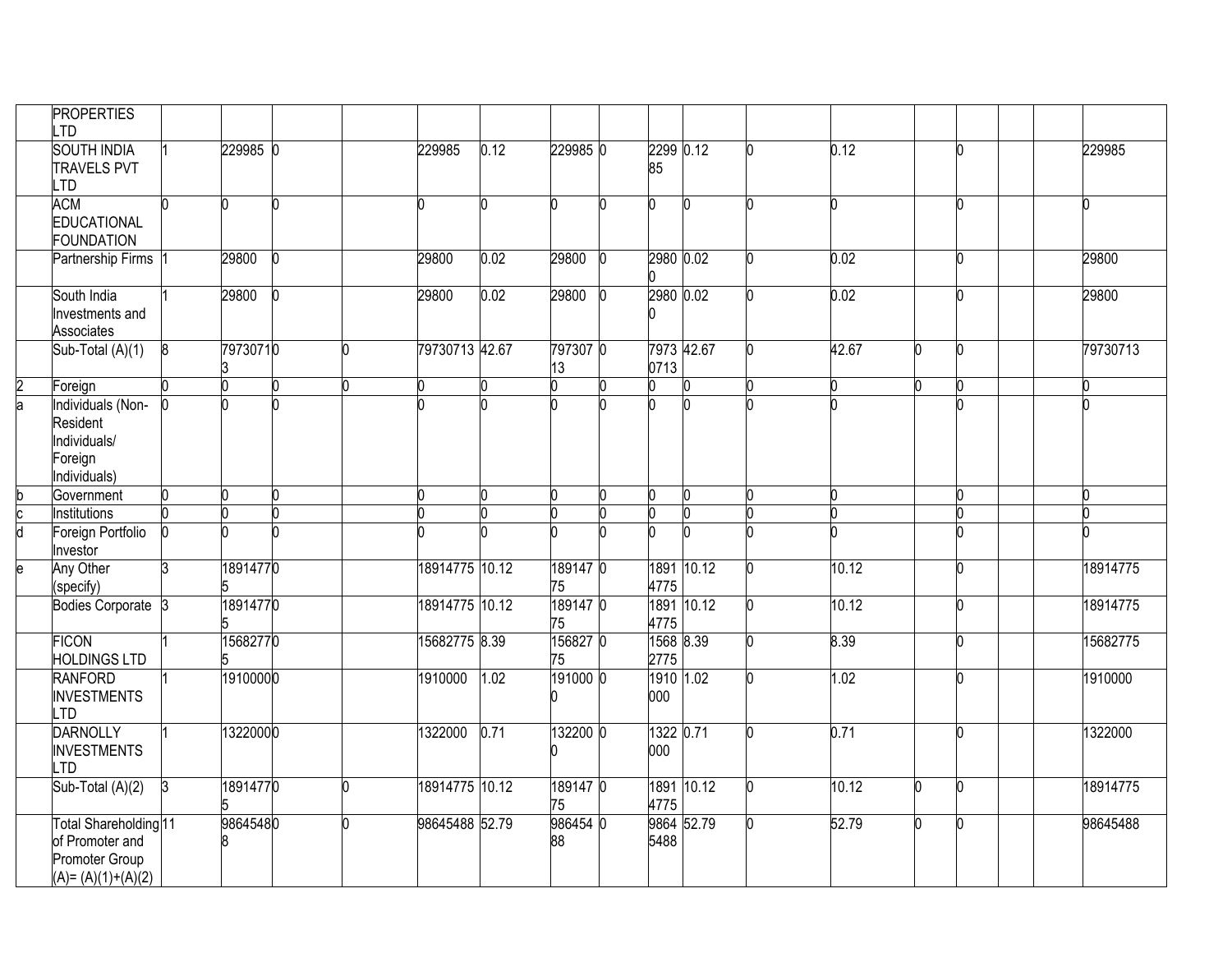| | PROPERTIES LTD | | | | | | | | | | | | | | | | | |
|---|---|---|---|---|---|---|---|---|---|---|---|---|---|---|---|---|---|---|
| | SOUTH INDIA TRAVELS PVT LTD | 1 | 229985 | 0 | | 229985 | 0.12 | 229985 | 0 | 229985 | 0.12 | 0 | 0.12 | | 0 | | | 229985 |
| | ACM EDUCATIONAL FOUNDATION | 0 | 0 | 0 | | 0 | 0 | 0 | 0 | 0 | 0 | 0 | 0 | | 0 | | | 0 |
| | Partnership Firms | 1 | 29800 | 0 | | 29800 | 0.02 | 29800 | 0 | 29800 | 0.02 | 0 | 0.02 | | 0 | | | 29800 |
| | South India Investments and Associates | 1 | 29800 | 0 | | 29800 | 0.02 | 29800 | 0 | 29800 | 0.02 | 0 | 0.02 | | 0 | | | 29800 |
| | Sub-Total (A)(1) | 8 | 79730713 | 0 | 0 | 79730713 | 42.67 | 79730713 | 0 | 79730713 | 42.67 | 0 | 42.67 | 0 | 0 | | | 79730713 |
| 2 | Foreign | 0 | 0 | 0 | 0 | 0 | 0 | 0 | 0 | 0 | 0 | 0 | 0 | 0 | 0 | | | 0 |
| a | Individuals (Non-Resident Individuals/ Foreign Individuals) | 0 | 0 | 0 | | 0 | 0 | 0 | 0 | 0 | 0 | 0 | 0 | | 0 | | | 0 |
| b | Government | 0 | 0 | 0 | | 0 | 0 | 0 | 0 | 0 | 0 | 0 | 0 | | 0 | | | 0 |
| c | Institutions | 0 | 0 | 0 | | 0 | 0 | 0 | 0 | 0 | 0 | 0 | 0 | | 0 | | | 0 |
| d | Foreign Portfolio Investor | 0 | 0 | 0 | | 0 | 0 | 0 | 0 | 0 | 0 | 0 | 0 | | 0 | | | 0 |
| e | Any Other (specify) | 3 | 18914775 | 0 | | 18914775 | 10.12 | 18914775 | 0 | 18914775 | 10.12 | 0 | 10.12 | | 0 | | | 18914775 |
| | Bodies Corporate | 3 | 18914775 | 0 | | 18914775 | 10.12 | 18914775 | 0 | 18914775 | 10.12 | 0 | 10.12 | | 0 | | | 18914775 |
| | FICON HOLDINGS LTD | 1 | 15682775 | 0 | | 15682775 | 8.39 | 15682775 | 0 | 15682775 | 8.39 | 0 | 8.39 | | 0 | | | 15682775 |
| | RANFORD INVESTMENTS LTD | 1 | 1910000 | 0 | | 1910000 | 1.02 | 1910000 | 0 | 1910000 | 1.02 | 0 | 1.02 | | 0 | | | 1910000 |
| | DARNOLLY INVESTMENTS LTD | 1 | 1322000 | 0 | | 1322000 | 0.71 | 1322000 | 0 | 1322000 | 0.71 | 0 | 0.71 | | 0 | | | 1322000 |
| | Sub-Total (A)(2) | 3 | 18914775 | 0 | 0 | 18914775 | 10.12 | 18914775 | 0 | 18914775 | 10.12 | 0 | 10.12 | 0 | 0 | | | 18914775 |
| | Total Shareholding of Promoter and Promoter Group (A)= (A)(1)+(A)(2) | 11 | 98645488 | 0 | 0 | 98645488 | 52.79 | 98645488 | 0 | 98645488 | 52.79 | 0 | 52.79 | 0 | 0 | | | 98645488 |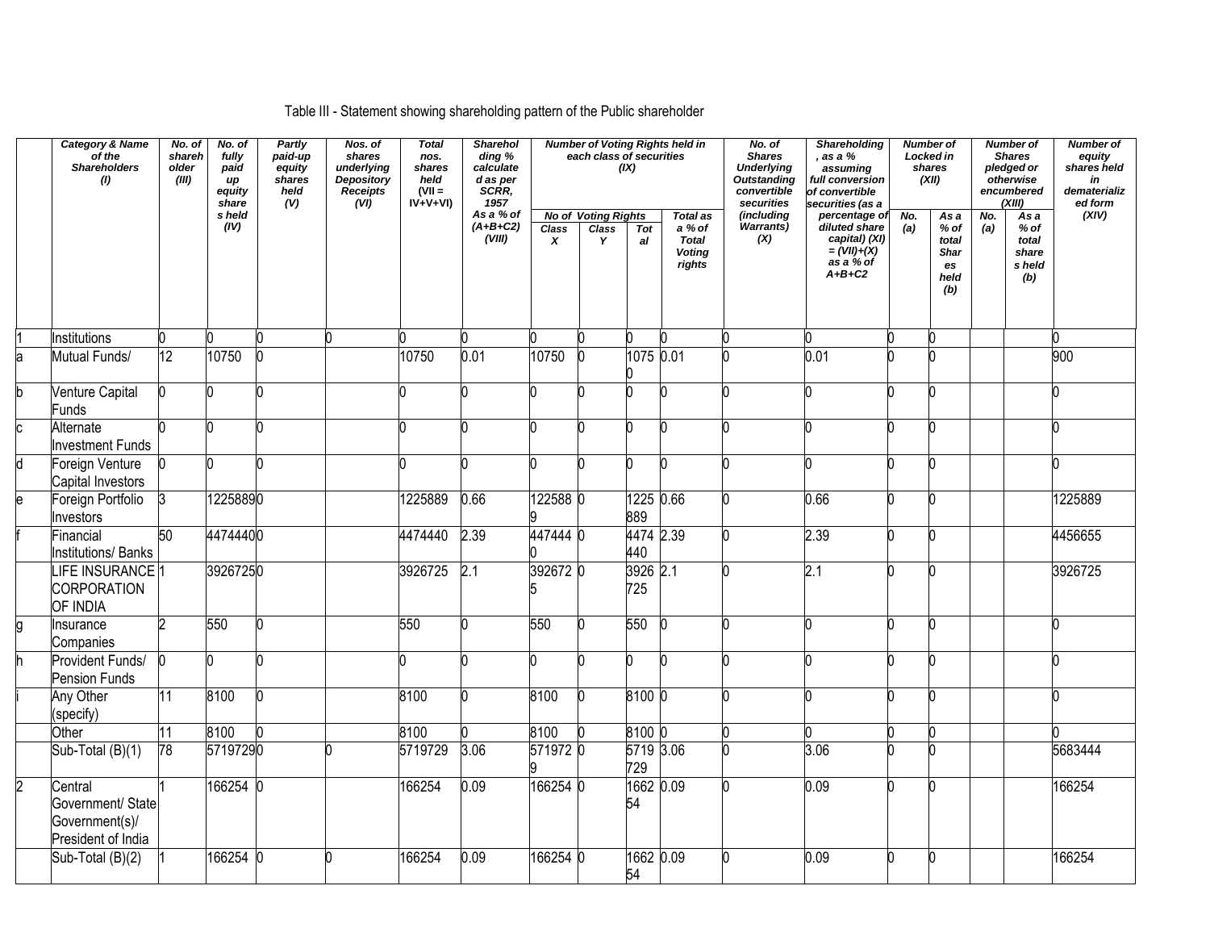Table III - Statement showing shareholding pattern of the Public shareholder

| | Category & Name of the Shareholders (I) | No. of shareholder (III) | No. of fully paid up equity shares held (IV) | Partly paid-up equity shares held (V) | Nos. of shares underlying Depository Receipts (VI) | Total nos. shares held (VII = IV+V+VI) | Shareholding % calculated as per SCRR, 1957 As a % of (A+B+C2) (VIII) | Number of Voting Rights held in each class of securities (IX) | | | | No. of Shares Underlying Outstanding convertible securities (including Warrants) (X) | Shareholding , as a % assuming full conversion of convertible securities (as a percentage of diluted share capital) (XI) = (VII)+(X) as a % of A+B+C2 | Number of Locked in shares (XII) | | Number of Shares pledged or otherwise encumbered (XIII) | | Number of equity shares held in dematerialized form (XIV) |
|---|---|---|---|---|---|---|---|---|---|---|---|---|---|---|---|---|---|---|
| | | | | | | | | No of Voting Rights | | | Total as a % of Total Voting rights | | | No. (a) | As a % of total Shares held (b) | No. (a) | As a % of total shares held (b) | |
| | | | | | | | | Class X | Class Y | Total | | | | | | | | |
| 1 | Institutions | 0 | 0 | 0 | 0 | 0 | 0 | 0 | 0 | 0 | 0 | 0 | 0 | 0 | 0 | | | 0 |
| a | Mutual Funds/ | 12 | 10750 | 0 | | 10750 | 0.01 | 10750 | 0 | 10750 | 0.01 | 0 | 0.01 | 0 | 0 | | | 900 |
| b | Venture Capital Funds | 0 | 0 | 0 | | 0 | 0 | 0 | 0 | 0 | 0 | 0 | 0 | 0 | 0 | | | 0 |
| c | Alternate Investment Funds | 0 | 0 | 0 | | 0 | 0 | 0 | 0 | 0 | 0 | 0 | 0 | 0 | 0 | | | 0 |
| d | Foreign Venture Capital Investors | 0 | 0 | 0 | | 0 | 0 | 0 | 0 | 0 | 0 | 0 | 0 | 0 | 0 | | | 0 |
| e | Foreign Portfolio Investors | 3 | 1225889 | 0 | | 1225889 | 0.66 | 1225889 | 0 | 1225889 | 0.66 | 0 | 0.66 | 0 | 0 | | | 1225889 |
| f | Financial Institutions/ Banks | 50 | 4474440 | 0 | | 4474440 | 2.39 | 4474440 | 0 | 4474440 | 2.39 | 0 | 2.39 | 0 | 0 | | | 4456655 |
| | LIFE INSURANCE CORPORATION OF INDIA | 1 | 3926725 | 0 | | 3926725 | 2.1 | 3926725 | 0 | 3926725 | 2.1 | 0 | 2.1 | 0 | 0 | | | 3926725 |
| g | Insurance Companies | 2 | 550 | 0 | | 550 | 0 | 550 | 0 | 550 | 0 | 0 | 0 | 0 | 0 | | | 0 |
| h | Provident Funds/ Pension Funds | 0 | 0 | 0 | | 0 | 0 | 0 | 0 | 0 | 0 | 0 | 0 | 0 | 0 | | | 0 |
| i | Any Other (specify) | 11 | 8100 | 0 | | 8100 | 0 | 8100 | 0 | 8100 | 0 | 0 | 0 | 0 | 0 | | | 0 |
| | Other | 11 | 8100 | 0 | | 8100 | 0 | 8100 | 0 | 8100 | 0 | 0 | 0 | 0 | 0 | | | 0 |
| | Sub-Total (B)(1) | 78 | 5719729 | 0 | 0 | 5719729 | 3.06 | 5719729 | 0 | 5719729 | 3.06 | 0 | 3.06 | 0 | 0 | | | 5683444 |
| 2 | Central Government/ State Government(s)/ President of India | 1 | 166254 | 0 | | 166254 | 0.09 | 166254 | 0 | 166254 | 0.09 | 0 | 0.09 | 0 | 0 | | | 166254 |
| | Sub-Total (B)(2) | 1 | 166254 | 0 | 0 | 166254 | 0.09 | 166254 | 0 | 166254 | 0.09 | 0 | 0.09 | 0 | 0 | | | 166254 |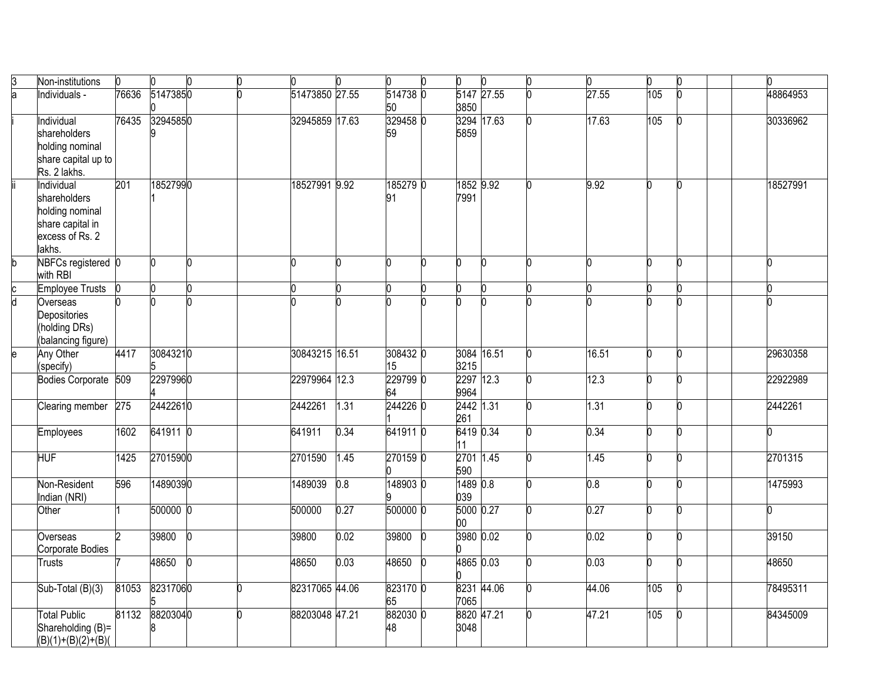| 3 | Non-institutions | 0 | 0 | 0 | 0 | 0 | 0 | 0 | 0 | 0 | 0 | 0 | 0 | 0 | 0 | | | 0 |
|---|---|---|---|---|---|---|---|---|---|---|---|---|---|---|---|---|---|---|
| a | Individuals - | 76636 | 51473850 | 0 | 0 | 51473850 | 27.55 | 51473850 | 0 | 51473850 | 27.55 | 0 | 27.55 | 105 | 0 | | | 48864953 |
| i | Individual shareholders holding nominal share capital up to Rs. 2 lakhs. | 76435 | 32945859 | 0 | | 32945859 | 17.63 | 32945859 | 0 | 32945859 | 17.63 | 0 | 17.63 | 105 | 0 | | | 30336962 |
| ii | Individual shareholders holding nominal share capital in excess of Rs. 2 lakhs. | 201 | 18527991 | 0 | | 18527991 | 9.92 | 18527991 | 0 | 18527991 | 9.92 | 0 | 9.92 | 0 | 0 | | | 18527991 |
| b | NBFCs registered with RBI | 0 | 0 | 0 | | 0 | 0 | 0 | 0 | 0 | 0 | 0 | 0 | 0 | 0 | | | 0 |
| c | Employee Trusts | 0 | 0 | 0 | | 0 | 0 | 0 | 0 | 0 | 0 | 0 | 0 | 0 | 0 | | | 0 |
| d | Overseas Depositories (holding DRs) (balancing figure) | 0 | 0 | 0 | | 0 | 0 | 0 | 0 | 0 | 0 | 0 | 0 | 0 | 0 | | | 0 |
| e | Any Other (specify) | 4417 | 30843215 | 0 | | 30843215 | 16.51 | 30843215 | 0 | 30843215 | 16.51 | 0 | 16.51 | 0 | 0 | | | 29630358 |
| | Bodies Corporate | 509 | 22979964 | 0 | | 22979964 | 12.3 | 22979964 | 0 | 22979964 | 12.3 | 0 | 12.3 | 0 | 0 | | | 22922989 |
| | Clearing member | 275 | 2442261 | 0 | | 2442261 | 1.31 | 2442261 | 0 | 2442261 | 1.31 | 0 | 1.31 | 0 | 0 | | | 2442261 |
| | Employees | 1602 | 641911 | 0 | | 641911 | 0.34 | 641911 | 0 | 641911 | 0.34 | 0 | 0.34 | 0 | 0 | | | 0 |
| | HUF | 1425 | 2701590 | 0 | | 2701590 | 1.45 | 2701590 | 0 | 2701590 | 1.45 | 0 | 1.45 | 0 | 0 | | | 2701315 |
| | Non-Resident Indian (NRI) | 596 | 1489039 | 0 | | 1489039 | 0.8 | 1489039 | 0 | 1489039 | 0.8 | 0 | 0.8 | 0 | 0 | | | 1475993 |
| | Other | 1 | 500000 | 0 | | 500000 | 0.27 | 500000 | 0 | 500000 | 0.27 | 0 | 0.27 | 0 | 0 | | | 0 |
| | Overseas Corporate Bodies | 2 | 39800 | 0 | | 39800 | 0.02 | 39800 | 0 | 39800 | 0.02 | 0 | 0.02 | 0 | 0 | | | 39150 |
| | Trusts | 7 | 48650 | 0 | | 48650 | 0.03 | 48650 | 0 | 48650 | 0.03 | 0 | 0.03 | 0 | 0 | | | 48650 |
| | Sub-Total (B)(3) | 81053 | 82317065 | 0 | 0 | 82317065 | 44.06 | 82317065 | 0 | 82317065 | 44.06 | 0 | 44.06 | 105 | 0 | | | 78495311 |
| | Total Public Shareholding (B)=(B)(1)+(B)(2)+(B)( | 81132 | 88203048 | 0 | 0 | 88203048 | 47.21 | 88203048 | 0 | 88203048 | 47.21 | 0 | 47.21 | 105 | 0 | | | 84345009 |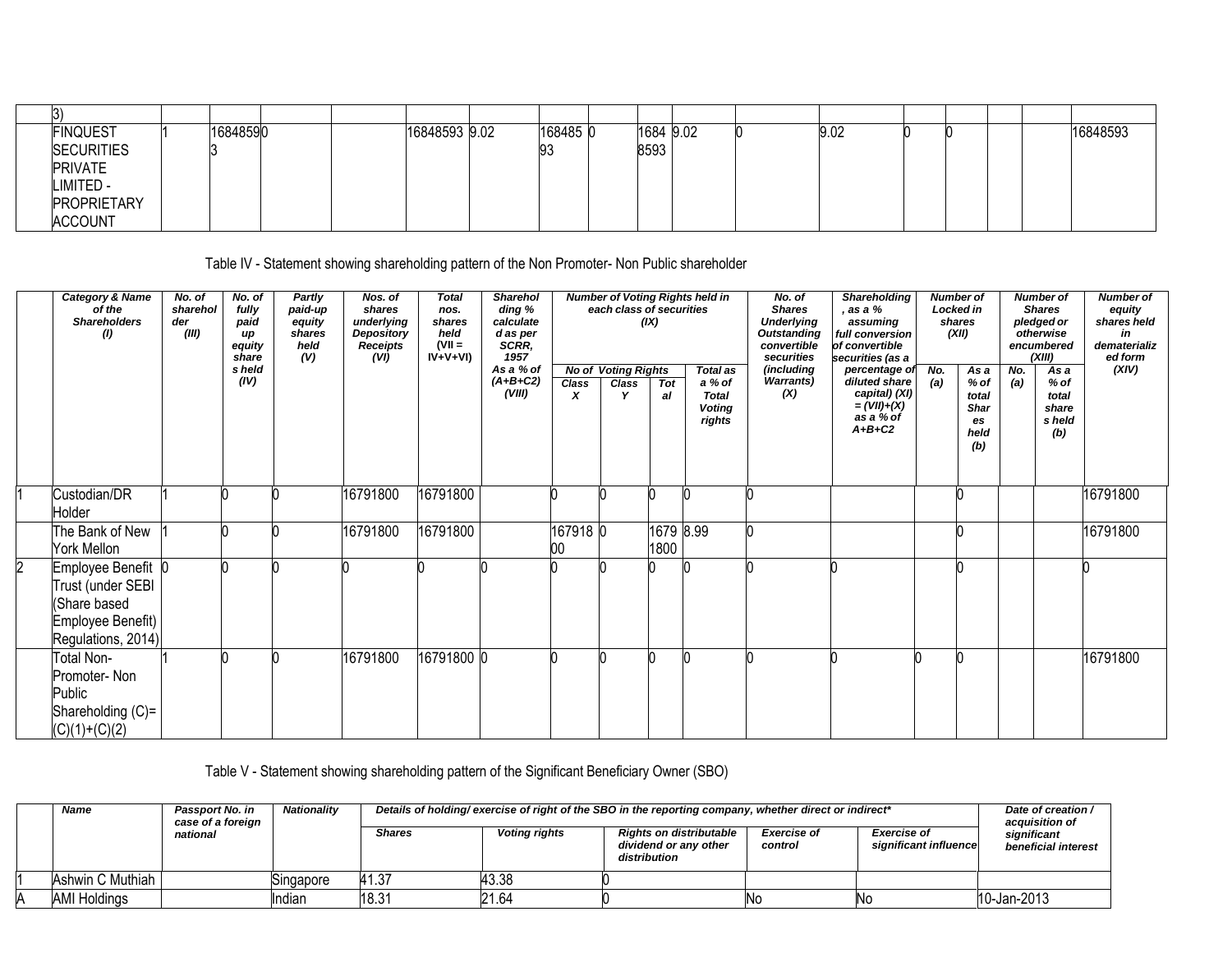| | | | | | | | | | | | | | | | | | | |
|---|---|---|---|---|---|---|---|---|---|---|---|---|---|---|---|---|---|---|
| | 3) | | | | | | | | | | | | | | | | | |
| | FINQUEST SECURITIES PRIVATE LIMITED - PROPRIETARY ACCOUNT | 1 | 16848593 | 0 | | 16848593 | 9.02 | 16848593 | 0 | 16848593 | 9.02 | 0 | 9.02 | 0 | 0 | | | 16848593 |

Table IV - Statement showing shareholding pattern of the Non Promoter- Non Public shareholder

| | Category & Name of the Shareholders (I) | No. of shareholder (III) | No. of fully paid up equity shares held (IV) | Partly paid-up equity shares held (V) | Nos. of shares underlying Depository Receipts (VI) | Total nos. shares held (VII = IV+V+VI) | Shareholding % calculated as per SCRR, 1957 As a % of (A+B+C2) (VIII) | Number of Voting Rights held in each class of securities (IX) | | | | No. of Shares Underlying Outstanding convertible securities (including Warrants) (X) | Shareholding , as a % assuming full conversion of convertible securities (as a percentage of diluted share capital) (XI) = (VII)+(X) as a % of A+B+C2 | Number of Locked in shares (XII) | | Number of Shares pledged or otherwise encumbered (XIII) | | Number of equity shares held in dematerialized form (XIV) |
|---|---|---|---|---|---|---|---|---|---|---|---|---|---|---|---|---|---|---|
| | | | | | | | | No of Voting Rights | | | Total as a % of Total Voting rights | | | No. (a) | As a % of total Shares held (b) | No. (a) | As a % of total shares held (b) | |
| | | | | | | | | Class X | Class Y | Total | | | | | | | | |
| 1 | Custodian/DR Holder | 1 | 0 | 0 | 16791800 | 16791800 | | 0 | 0 | 0 | 0 | 0 | | | 0 | | | 16791800 |
| | The Bank of New York Mellon | 1 | 0 | 0 | 16791800 | 16791800 | | 16791800 | 0 | 16791800 | 8.99 | 0 | | | 0 | | | 16791800 |
| 2 | Employee Benefit Trust (under SEBI (Share based Employee Benefit) Regulations, 2014) | 0 | 0 | 0 | 0 | 0 | 0 | 0 | 0 | 0 | 0 | 0 | 0 | | 0 | | | 0 |
| | Total Non-Promoter- Non Public Shareholding (C)= (C)(1)+(C)(2) | 1 | 0 | 0 | 16791800 | 16791800 | 0 | 0 | 0 | 0 | 0 | 0 | 0 | 0 | 0 | | | 16791800 |

Table V - Statement showing shareholding pattern of the Significant Beneficiary Owner (SBO)

| | Name | Passport No. in case of a foreign national | Nationality | Details of holding/ exercise of right of the SBO in the reporting company, whether direct or indirect* | | | | | Date of creation / acquisition of significant beneficial interest |
|---|---|---|---|---|---|---|---|---|---|
| | | | | Shares | Voting rights | Rights on distributable dividend or any other distribution | Exercise of control | Exercise of significant influence | |
| 1 | Ashwin C Muthiah | | Singapore | 41.37 | 43.38 | 0 | | | |
| A | AMI Holdings | | Indian | 18.31 | 21.64 | 0 | No | No | 10-Jan-2013 |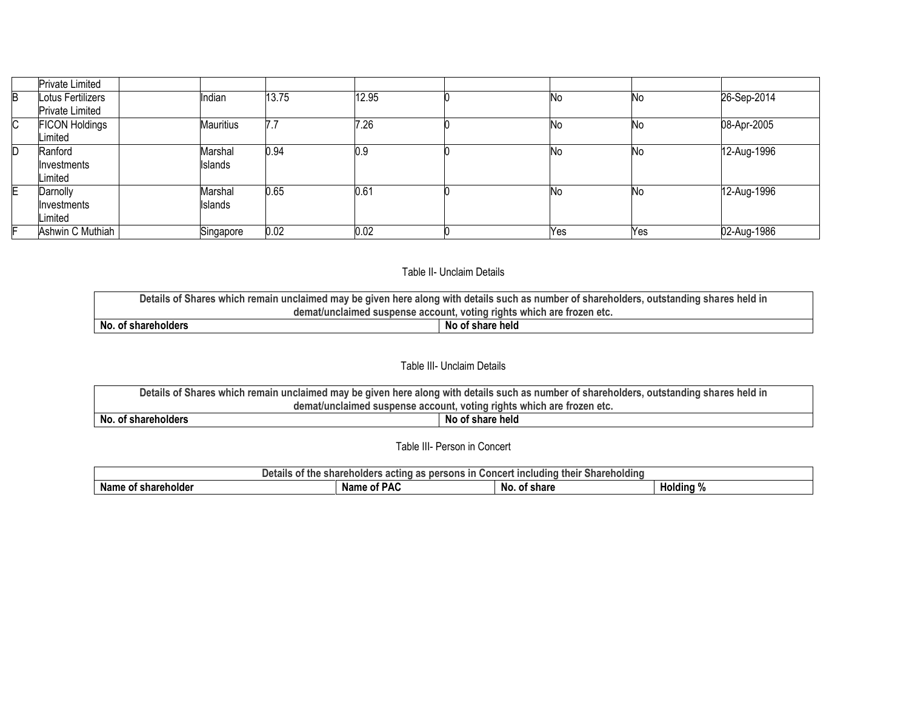| | | | | | | | | | |
|---|---|---|---|---|---|---|---|---|---|
| | Private Limited | | | | | | | | |
| B | Lotus Fertilizers Private Limited | | Indian | 13.75 | 12.95 | 0 | No | No | 26-Sep-2014 |
| C | FICON Holdings Limited | | Mauritius | 7.7 | 7.26 | 0 | No | No | 08-Apr-2005 |
| D | Ranford Investments Limited | | Marshal Islands | 0.94 | 0.9 | 0 | No | No | 12-Aug-1996 |
| E | Darnolly Investments Limited | | Marshal Islands | 0.65 | 0.61 | 0 | No | No | 12-Aug-1996 |
| F | Ashwin C Muthiah | | Singapore | 0.02 | 0.02 | 0 | Yes | Yes | 02-Aug-1986 |

Table II- Unclaim Details

| Details of Shares which remain unclaimed may be given here along with details such as number of shareholders, outstanding shares held in demat/unclaimed suspense account, voting rights which are frozen etc. | |
|---|---|
| **No. of shareholders** | **No of share held** |

Table III- Unclaim Details

| Details of Shares which remain unclaimed may be given here along with details such as number of shareholders, outstanding shares held in demat/unclaimed suspense account, voting rights which are frozen etc. | |
|---|---|
| **No. of shareholders** | **No of share held** |

Table III- Person in Concert

| Details of the shareholders acting as persons in Concert including their Shareholding | | | |
|---|---|---|---|
| **Name of shareholder** | **Name of PAC** | **No. of share** | **Holding %** |